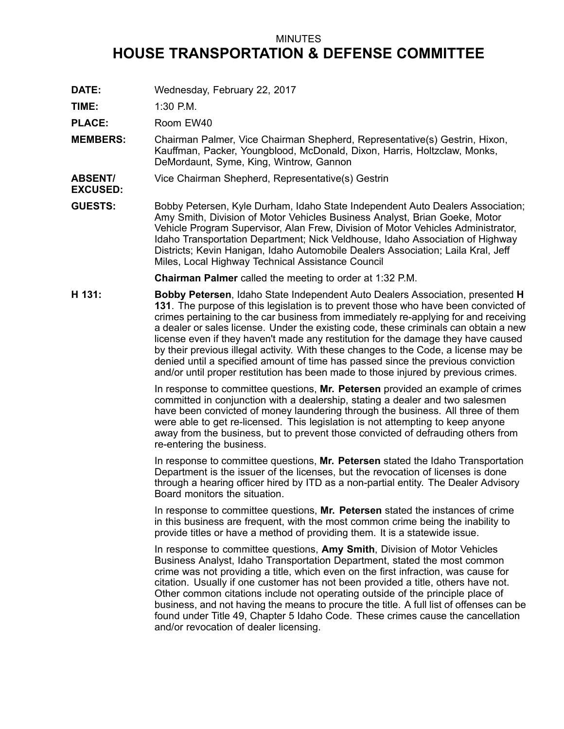MINUTES

# HOUSE TRANSPORTATION & DEFENSE COMMITTEE

**DATE:** Wednesday, February 22, 2017

**TIME:** 1:30 P.M.

**PLACE:** Room EW40

**MEMBERS:** Chairman Palmer, Vice Chairman Shepherd, Representative(s) Gestrin, Hixon, Kauffman, Packer, Youngblood, McDonald, Dixon, Harris, Holtzclaw, Monks, DeMordaunt, Syme, King, Wintrow, Gannon

**ABSENT/ EXCUSED:** Vice Chairman Shepherd, Representative(s) Gestrin

**GUESTS:** Bobby Petersen, Kyle Durham, Idaho State Independent Auto Dealers Association; Amy Smith, Division of Motor Vehicles Business Analyst, Brian Goeke, Motor Vehicle Program Supervisor, Alan Frew, Division of Motor Vehicles Administrator, Idaho Transportation Department; Nick Veldhouse, Idaho Association of Highway Districts; Kevin Hanigan, Idaho Automobile Dealers Association; Laila Kral, Jeff Miles, Local Highway Technical Assistance Council

**Chairman Palmer** called the meeting to order at 1:32 P.M.

**H 131:** **Bobby Petersen**, Idaho State Independent Auto Dealers Association, presented **H 131**. The purpose of this legislation is to prevent those who have been convicted of crimes pertaining to the car business from immediately re-applying for and receiving a dealer or sales license. Under the existing code, these criminals can obtain a new license even if they haven't made any restitution for the damage they have caused by their previous illegal activity. With these changes to the Code, a license may be denied until a specified amount of time has passed since the previous conviction and/or until proper restitution has been made to those injured by previous crimes.

In response to committee questions, **Mr. Petersen** provided an example of crimes committed in conjunction with a dealership, stating a dealer and two salesmen have been convicted of money laundering through the business. All three of them were able to get re-licensed. This legislation is not attempting to keep anyone away from the business, but to prevent those convicted of defrauding others from re-entering the business.

In response to committee questions, **Mr. Petersen** stated the Idaho Transportation Department is the issuer of the licenses, but the revocation of licenses is done through a hearing officer hired by ITD as a non-partial entity. The Dealer Advisory Board monitors the situation.

In response to committee questions, **Mr. Petersen** stated the instances of crime in this business are frequent, with the most common crime being the inability to provide titles or have a method of providing them. It is a statewide issue.

In response to committee questions, **Amy Smith**, Division of Motor Vehicles Business Analyst, Idaho Transportation Department, stated the most common crime was not providing a title, which even on the first infraction, was cause for citation. Usually if one customer has not been provided a title, others have not. Other common citations include not operating outside of the principle place of business, and not having the means to procure the title. A full list of offenses can be found under Title 49, Chapter 5 Idaho Code. These crimes cause the cancellation and/or revocation of dealer licensing.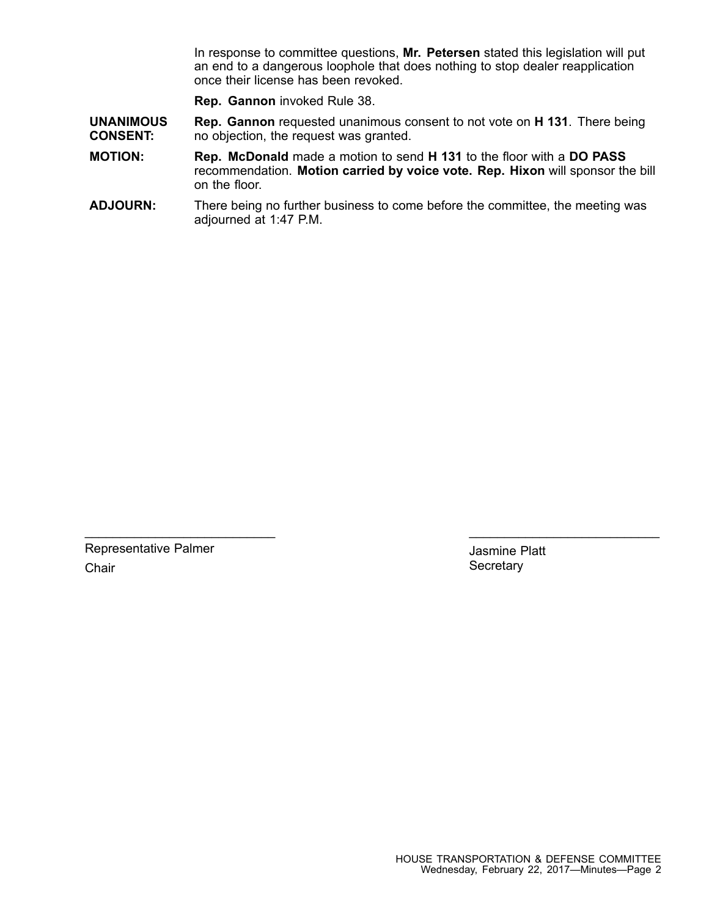In response to committee questions, **Mr. Petersen** stated this legislation will put an end to a dangerous loophole that does nothing to stop dealer reapplication once their license has been revoked.

**Rep. Gannon** invoked Rule 38.

**UNANIMOUS CONSENT:** **Rep. Gannon** requested unanimous consent to not vote on **H 131**. There being no objection, the request was granted.

**MOTION:** **Rep. McDonald** made a motion to send **H 131** to the floor with a **DO PASS** recommendation. **Motion carried by voice vote. Rep. Hixon** will sponsor the bill on the floor.

**ADJOURN:** There being no further business to come before the committee, the meeting was adjourned at 1:47 P.M.

___________________________
Representative Palmer
Chair

___________________________
Jasmine Platt
Secretary